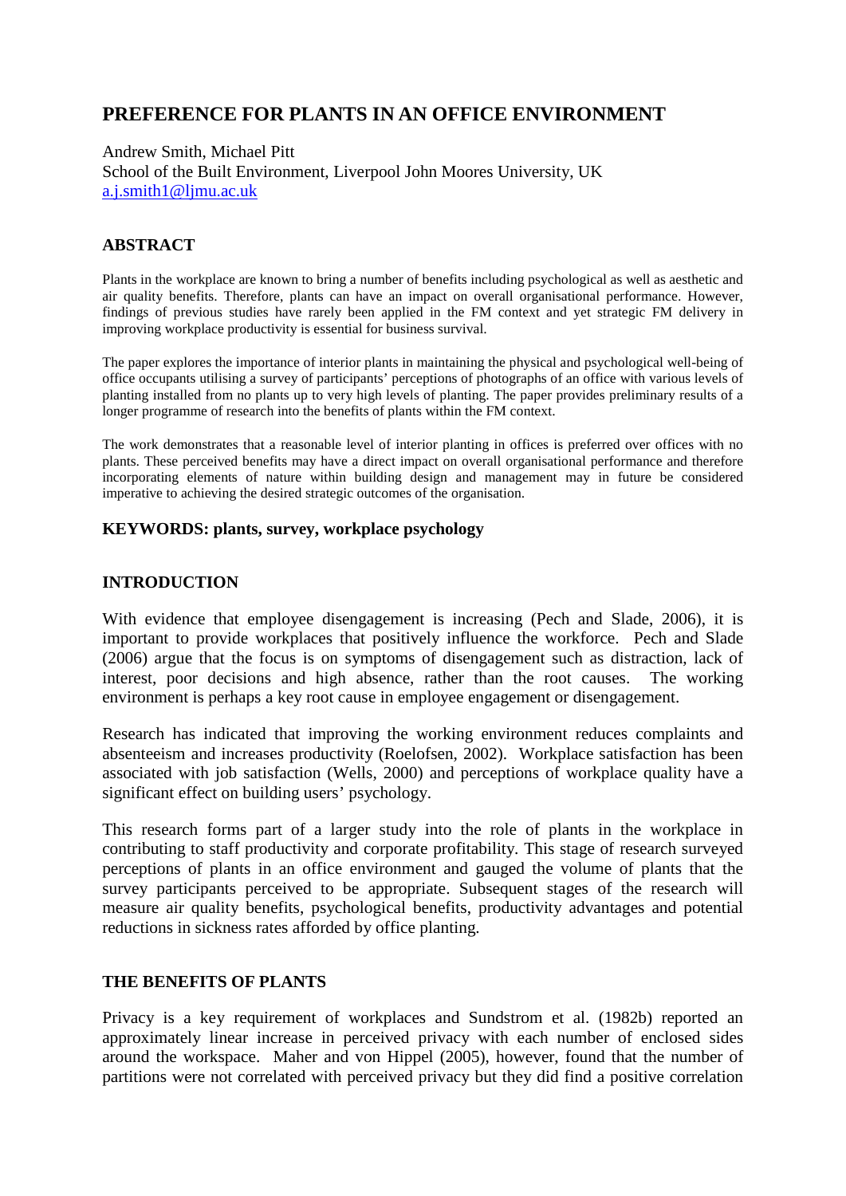# PREFERENCE FOR PLANTS IN AN OFFICE ENVIRONMENT

Andrew Smith, Michael Pitt
School of the Built Environment, Liverpool John Moores University, UK
a.j.smith1@ljmu.ac.uk

## ABSTRACT

Plants in the workplace are known to bring a number of benefits including psychological as well as aesthetic and air quality benefits. Therefore, plants can have an impact on overall organisational performance. However, findings of previous studies have rarely been applied in the FM context and yet strategic FM delivery in improving workplace productivity is essential for business survival.

The paper explores the importance of interior plants in maintaining the physical and psychological well-being of office occupants utilising a survey of participants' perceptions of photographs of an office with various levels of planting installed from no plants up to very high levels of planting. The paper provides preliminary results of a longer programme of research into the benefits of plants within the FM context.

The work demonstrates that a reasonable level of interior planting in offices is preferred over offices with no plants. These perceived benefits may have a direct impact on overall organisational performance and therefore incorporating elements of nature within building design and management may in future be considered imperative to achieving the desired strategic outcomes of the organisation.

**KEYWORDS: plants, survey, workplace psychology**

## INTRODUCTION

With evidence that employee disengagement is increasing (Pech and Slade, 2006), it is important to provide workplaces that positively influence the workforce. Pech and Slade (2006) argue that the focus is on symptoms of disengagement such as distraction, lack of interest, poor decisions and high absence, rather than the root causes. The working environment is perhaps a key root cause in employee engagement or disengagement.

Research has indicated that improving the working environment reduces complaints and absenteeism and increases productivity (Roelofsen, 2002). Workplace satisfaction has been associated with job satisfaction (Wells, 2000) and perceptions of workplace quality have a significant effect on building users' psychology.

This research forms part of a larger study into the role of plants in the workplace in contributing to staff productivity and corporate profitability. This stage of research surveyed perceptions of plants in an office environment and gauged the volume of plants that the survey participants perceived to be appropriate. Subsequent stages of the research will measure air quality benefits, psychological benefits, productivity advantages and potential reductions in sickness rates afforded by office planting.

## THE BENEFITS OF PLANTS

Privacy is a key requirement of workplaces and Sundstrom et al. (1982b) reported an approximately linear increase in perceived privacy with each number of enclosed sides around the workspace. Maher and von Hippel (2005), however, found that the number of partitions were not correlated with perceived privacy but they did find a positive correlation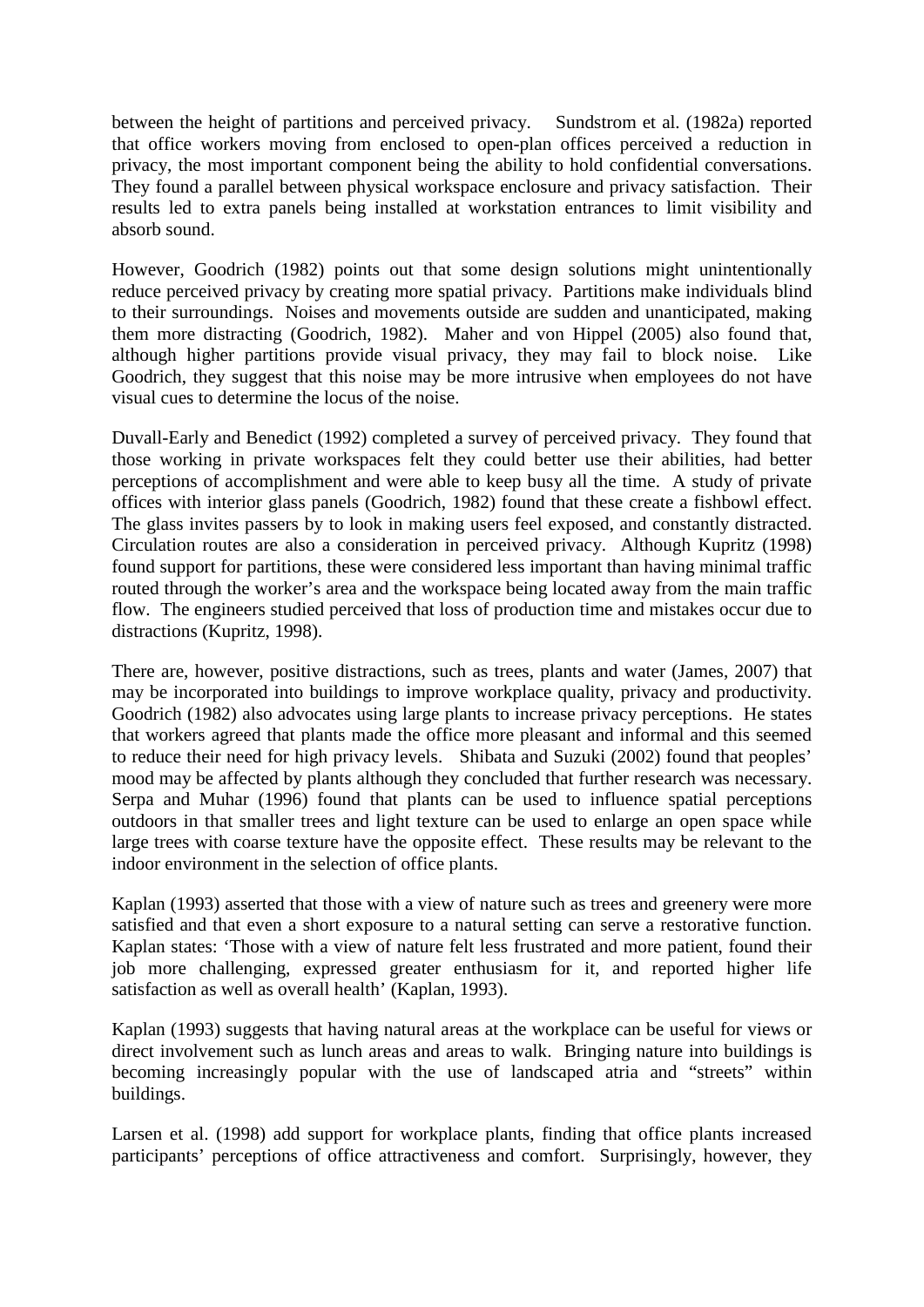between the height of partitions and perceived privacy. Sundstrom et al. (1982a) reported that office workers moving from enclosed to open-plan offices perceived a reduction in privacy, the most important component being the ability to hold confidential conversations. They found a parallel between physical workspace enclosure and privacy satisfaction. Their results led to extra panels being installed at workstation entrances to limit visibility and absorb sound.

However, Goodrich (1982) points out that some design solutions might unintentionally reduce perceived privacy by creating more spatial privacy. Partitions make individuals blind to their surroundings. Noises and movements outside are sudden and unanticipated, making them more distracting (Goodrich, 1982). Maher and von Hippel (2005) also found that, although higher partitions provide visual privacy, they may fail to block noise. Like Goodrich, they suggest that this noise may be more intrusive when employees do not have visual cues to determine the locus of the noise.

Duvall-Early and Benedict (1992) completed a survey of perceived privacy. They found that those working in private workspaces felt they could better use their abilities, had better perceptions of accomplishment and were able to keep busy all the time. A study of private offices with interior glass panels (Goodrich, 1982) found that these create a fishbowl effect. The glass invites passers by to look in making users feel exposed, and constantly distracted. Circulation routes are also a consideration in perceived privacy. Although Kupritz (1998) found support for partitions, these were considered less important than having minimal traffic routed through the worker's area and the workspace being located away from the main traffic flow. The engineers studied perceived that loss of production time and mistakes occur due to distractions (Kupritz, 1998).

There are, however, positive distractions, such as trees, plants and water (James, 2007) that may be incorporated into buildings to improve workplace quality, privacy and productivity. Goodrich (1982) also advocates using large plants to increase privacy perceptions. He states that workers agreed that plants made the office more pleasant and informal and this seemed to reduce their need for high privacy levels. Shibata and Suzuki (2002) found that peoples' mood may be affected by plants although they concluded that further research was necessary. Serpa and Muhar (1996) found that plants can be used to influence spatial perceptions outdoors in that smaller trees and light texture can be used to enlarge an open space while large trees with coarse texture have the opposite effect. These results may be relevant to the indoor environment in the selection of office plants.

Kaplan (1993) asserted that those with a view of nature such as trees and greenery were more satisfied and that even a short exposure to a natural setting can serve a restorative function. Kaplan states: 'Those with a view of nature felt less frustrated and more patient, found their job more challenging, expressed greater enthusiasm for it, and reported higher life satisfaction as well as overall health' (Kaplan, 1993).

Kaplan (1993) suggests that having natural areas at the workplace can be useful for views or direct involvement such as lunch areas and areas to walk. Bringing nature into buildings is becoming increasingly popular with the use of landscaped atria and "streets" within buildings.

Larsen et al. (1998) add support for workplace plants, finding that office plants increased participants' perceptions of office attractiveness and comfort. Surprisingly, however, they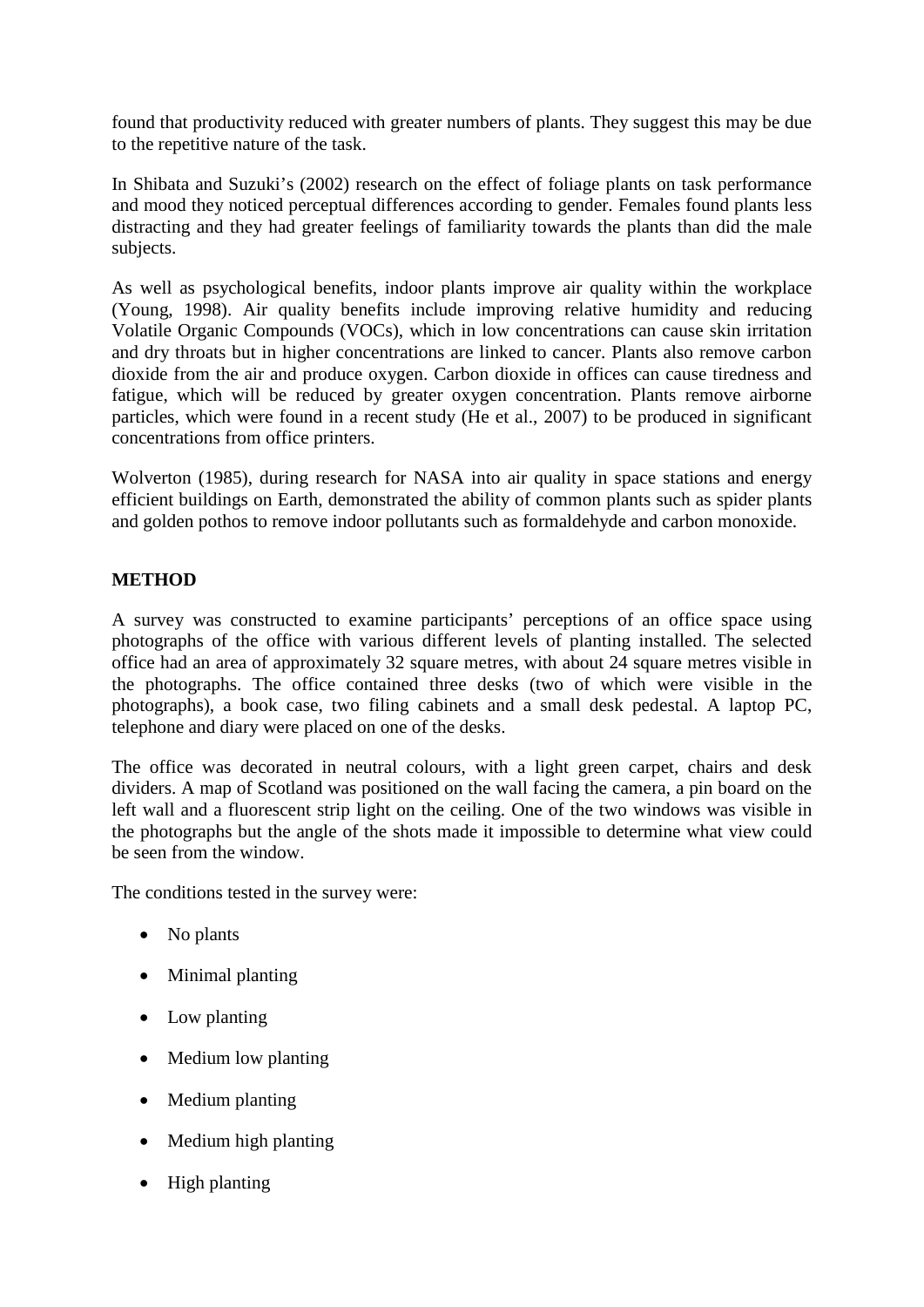found that productivity reduced with greater numbers of plants. They suggest this may be due to the repetitive nature of the task.

In Shibata and Suzuki's (2002) research on the effect of foliage plants on task performance and mood they noticed perceptual differences according to gender. Females found plants less distracting and they had greater feelings of familiarity towards the plants than did the male subjects.

As well as psychological benefits, indoor plants improve air quality within the workplace (Young, 1998). Air quality benefits include improving relative humidity and reducing Volatile Organic Compounds (VOCs), which in low concentrations can cause skin irritation and dry throats but in higher concentrations are linked to cancer. Plants also remove carbon dioxide from the air and produce oxygen. Carbon dioxide in offices can cause tiredness and fatigue, which will be reduced by greater oxygen concentration. Plants remove airborne particles, which were found in a recent study (He et al., 2007) to be produced in significant concentrations from office printers.

Wolverton (1985), during research for NASA into air quality in space stations and energy efficient buildings on Earth, demonstrated the ability of common plants such as spider plants and golden pothos to remove indoor pollutants such as formaldehyde and carbon monoxide.

## METHOD

A survey was constructed to examine participants' perceptions of an office space using photographs of the office with various different levels of planting installed. The selected office had an area of approximately 32 square metres, with about 24 square metres visible in the photographs. The office contained three desks (two of which were visible in the photographs), a book case, two filing cabinets and a small desk pedestal. A laptop PC, telephone and diary were placed on one of the desks.

The office was decorated in neutral colours, with a light green carpet, chairs and desk dividers. A map of Scotland was positioned on the wall facing the camera, a pin board on the left wall and a fluorescent strip light on the ceiling. One of the two windows was visible in the photographs but the angle of the shots made it impossible to determine what view could be seen from the window.

The conditions tested in the survey were:

- No plants
- Minimal planting
- Low planting
- Medium low planting
- Medium planting
- Medium high planting
- High planting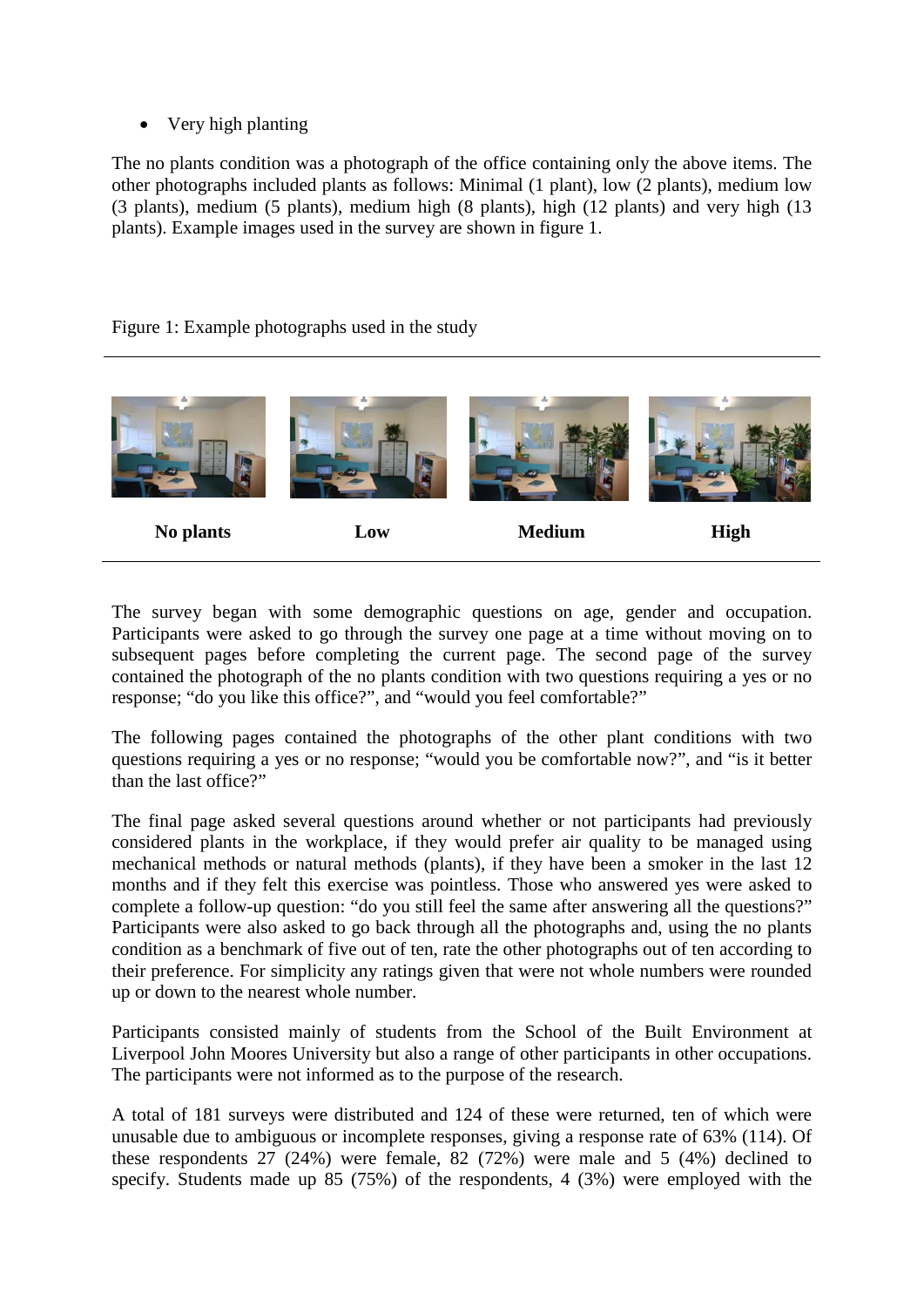- Very high planting

The no plants condition was a photograph of the office containing only the above items. The other photographs included plants as follows: Minimal (1 plant), low (2 plants), medium low (3 plants), medium (5 plants), medium high (8 plants), high (12 plants) and very high (13 plants). Example images used in the survey are shown in figure 1.

Figure 1: Example photographs used in the study

| No plants | Low | Medium | High |
|---|---|---|---|

The survey began with some demographic questions on age, gender and occupation. Participants were asked to go through the survey one page at a time without moving on to subsequent pages before completing the current page. The second page of the survey contained the photograph of the no plants condition with two questions requiring a yes or no response; "do you like this office?", and "would you feel comfortable?"

The following pages contained the photographs of the other plant conditions with two questions requiring a yes or no response; "would you be comfortable now?", and "is it better than the last office?"

The final page asked several questions around whether or not participants had previously considered plants in the workplace, if they would prefer air quality to be managed using mechanical methods or natural methods (plants), if they have been a smoker in the last 12 months and if they felt this exercise was pointless. Those who answered yes were asked to complete a follow-up question: "do you still feel the same after answering all the questions?" Participants were also asked to go back through all the photographs and, using the no plants condition as a benchmark of five out of ten, rate the other photographs out of ten according to their preference. For simplicity any ratings given that were not whole numbers were rounded up or down to the nearest whole number.

Participants consisted mainly of students from the School of the Built Environment at Liverpool John Moores University but also a range of other participants in other occupations. The participants were not informed as to the purpose of the research.

A total of 181 surveys were distributed and 124 of these were returned, ten of which were unusable due to ambiguous or incomplete responses, giving a response rate of 63% (114). Of these respondents 27 (24%) were female, 82 (72%) were male and 5 (4%) declined to specify. Students made up 85 (75%) of the respondents, 4 (3%) were employed with the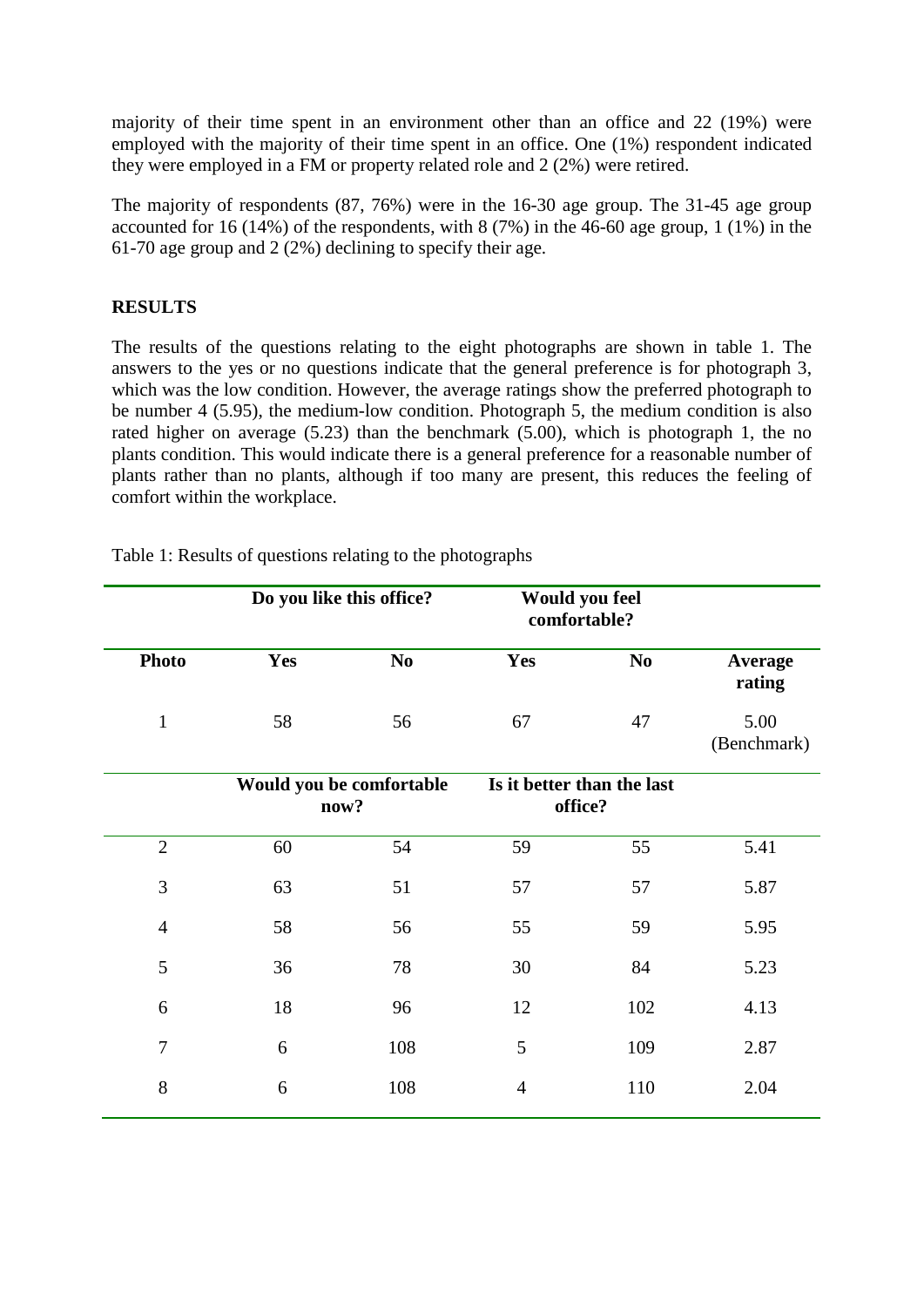majority of their time spent in an environment other than an office and 22 (19%) were employed with the majority of their time spent in an office. One (1%) respondent indicated they were employed in a FM or property related role and 2 (2%) were retired.

The majority of respondents (87, 76%) were in the 16-30 age group. The 31-45 age group accounted for 16 (14%) of the respondents, with 8 (7%) in the 46-60 age group, 1 (1%) in the 61-70 age group and 2 (2%) declining to specify their age.

## RESULTS

The results of the questions relating to the eight photographs are shown in table 1. The answers to the yes or no questions indicate that the general preference is for photograph 3, which was the low condition. However, the average ratings show the preferred photograph to be number 4 (5.95), the medium-low condition. Photograph 5, the medium condition is also rated higher on average (5.23) than the benchmark (5.00), which is photograph 1, the no plants condition. This would indicate there is a general preference for a reasonable number of plants rather than no plants, although if too many are present, this reduces the feeling of comfort within the workplace.

Table 1: Results of questions relating to the photographs

| | **Do you like this office?** | | **Would you feel comfortable?** | | |
|---|---|---|---|---|---|
| **Photo** | **Yes** | **No** | **Yes** | **No** | **Average rating** |
| 1 | 58 | 56 | 67 | 47 | 5.00 (Benchmark) |
| | **Would you be comfortable now?** | | **Is it better than the last office?** | | |
| 2 | 60 | 54 | 59 | 55 | 5.41 |
| 3 | 63 | 51 | 57 | 57 | 5.87 |
| 4 | 58 | 56 | 55 | 59 | 5.95 |
| 5 | 36 | 78 | 30 | 84 | 5.23 |
| 6 | 18 | 96 | 12 | 102 | 4.13 |
| 7 | 6 | 108 | 5 | 109 | 2.87 |
| 8 | 6 | 108 | 4 | 110 | 2.04 |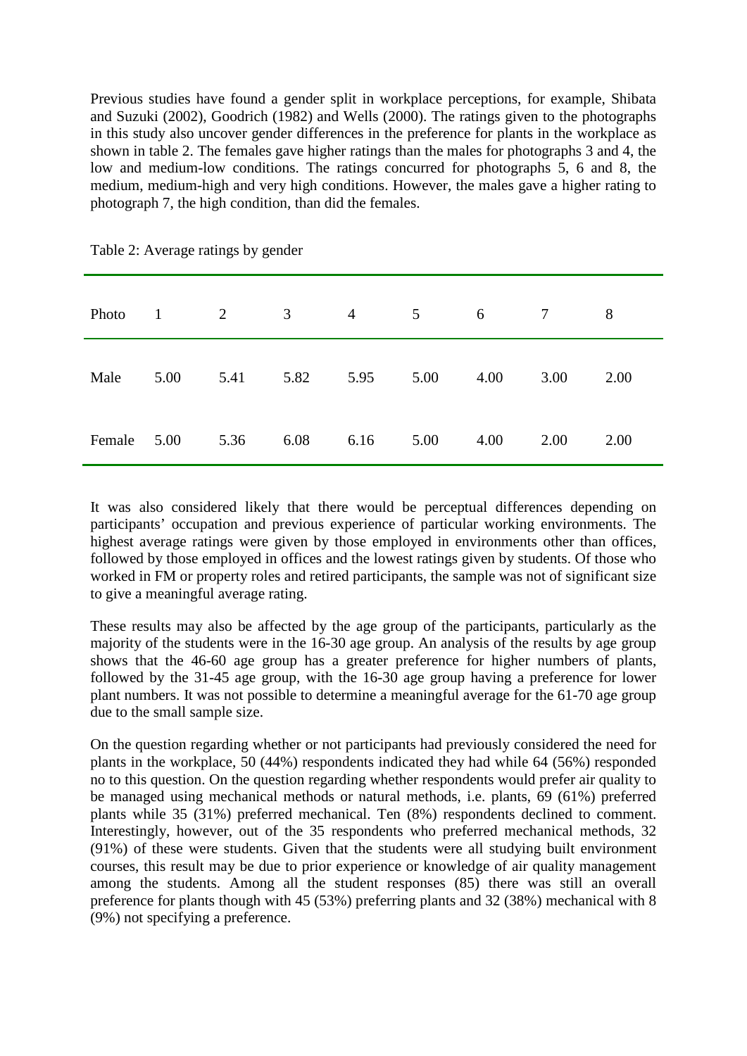Previous studies have found a gender split in workplace perceptions, for example, Shibata and Suzuki (2002), Goodrich (1982) and Wells (2000). The ratings given to the photographs in this study also uncover gender differences in the preference for plants in the workplace as shown in table 2. The females gave higher ratings than the males for photographs 3 and 4, the low and medium-low conditions. The ratings concurred for photographs 5, 6 and 8, the medium, medium-high and very high conditions. However, the males gave a higher rating to photograph 7, the high condition, than did the females.

Table 2: Average ratings by gender

| Photo | 1 | 2 | 3 | 4 | 5 | 6 | 7 | 8 |
|---|---|---|---|---|---|---|---|---|
| Male | 5.00 | 5.41 | 5.82 | 5.95 | 5.00 | 4.00 | 3.00 | 2.00 |
| Female | 5.00 | 5.36 | 6.08 | 6.16 | 5.00 | 4.00 | 2.00 | 2.00 |

It was also considered likely that there would be perceptual differences depending on participants' occupation and previous experience of particular working environments. The highest average ratings were given by those employed in environments other than offices, followed by those employed in offices and the lowest ratings given by students. Of those who worked in FM or property roles and retired participants, the sample was not of significant size to give a meaningful average rating.

These results may also be affected by the age group of the participants, particularly as the majority of the students were in the 16-30 age group. An analysis of the results by age group shows that the 46-60 age group has a greater preference for higher numbers of plants, followed by the 31-45 age group, with the 16-30 age group having a preference for lower plant numbers. It was not possible to determine a meaningful average for the 61-70 age group due to the small sample size.

On the question regarding whether or not participants had previously considered the need for plants in the workplace, 50 (44%) respondents indicated they had while 64 (56%) responded no to this question. On the question regarding whether respondents would prefer air quality to be managed using mechanical methods or natural methods, i.e. plants, 69 (61%) preferred plants while 35 (31%) preferred mechanical. Ten (8%) respondents declined to comment. Interestingly, however, out of the 35 respondents who preferred mechanical methods, 32 (91%) of these were students. Given that the students were all studying built environment courses, this result may be due to prior experience or knowledge of air quality management among the students. Among all the student responses (85) there was still an overall preference for plants though with 45 (53%) preferring plants and 32 (38%) mechanical with 8 (9%) not specifying a preference.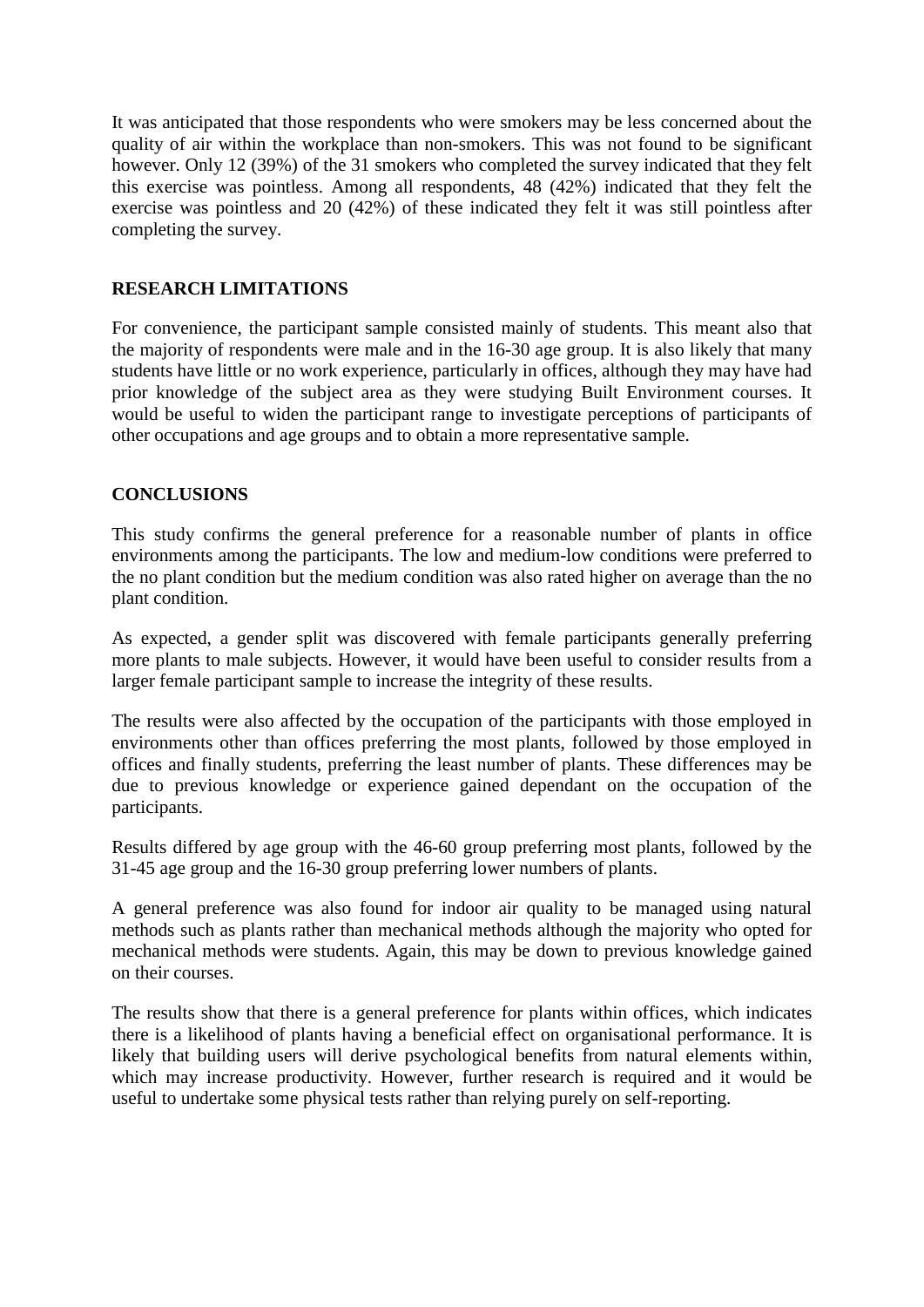It was anticipated that those respondents who were smokers may be less concerned about the quality of air within the workplace than non-smokers. This was not found to be significant however. Only 12 (39%) of the 31 smokers who completed the survey indicated that they felt this exercise was pointless. Among all respondents, 48 (42%) indicated that they felt the exercise was pointless and 20 (42%) of these indicated they felt it was still pointless after completing the survey.

## RESEARCH LIMITATIONS

For convenience, the participant sample consisted mainly of students. This meant also that the majority of respondents were male and in the 16-30 age group. It is also likely that many students have little or no work experience, particularly in offices, although they may have had prior knowledge of the subject area as they were studying Built Environment courses. It would be useful to widen the participant range to investigate perceptions of participants of other occupations and age groups and to obtain a more representative sample.

## CONCLUSIONS

This study confirms the general preference for a reasonable number of plants in office environments among the participants. The low and medium-low conditions were preferred to the no plant condition but the medium condition was also rated higher on average than the no plant condition.

As expected, a gender split was discovered with female participants generally preferring more plants to male subjects. However, it would have been useful to consider results from a larger female participant sample to increase the integrity of these results.

The results were also affected by the occupation of the participants with those employed in environments other than offices preferring the most plants, followed by those employed in offices and finally students, preferring the least number of plants. These differences may be due to previous knowledge or experience gained dependant on the occupation of the participants.

Results differed by age group with the 46-60 group preferring most plants, followed by the 31-45 age group and the 16-30 group preferring lower numbers of plants.

A general preference was also found for indoor air quality to be managed using natural methods such as plants rather than mechanical methods although the majority who opted for mechanical methods were students. Again, this may be down to previous knowledge gained on their courses.

The results show that there is a general preference for plants within offices, which indicates there is a likelihood of plants having a beneficial effect on organisational performance. It is likely that building users will derive psychological benefits from natural elements within, which may increase productivity. However, further research is required and it would be useful to undertake some physical tests rather than relying purely on self-reporting.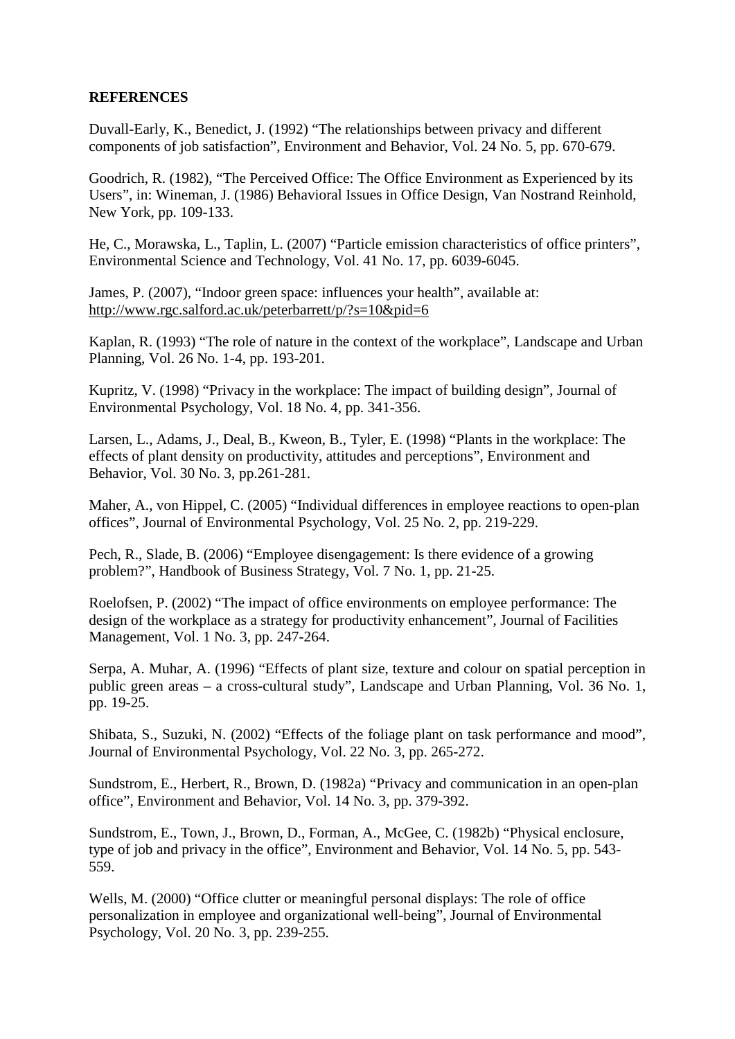**REFERENCES**

Duvall-Early, K., Benedict, J. (1992) “The relationships between privacy and different components of job satisfaction”, Environment and Behavior, Vol. 24 No. 5, pp. 670-679.

Goodrich, R. (1982), “The Perceived Office: The Office Environment as Experienced by its Users”, in: Wineman, J. (1986) Behavioral Issues in Office Design, Van Nostrand Reinhold, New York, pp. 109-133.

He, C., Morawska, L., Taplin, L. (2007) “Particle emission characteristics of office printers”, Environmental Science and Technology, Vol. 41 No. 17, pp. 6039-6045.

James, P. (2007), “Indoor green space: influences your health”, available at: http://www.rgc.salford.ac.uk/peterbarrett/p/?s=10&pid=6

Kaplan, R. (1993) “The role of nature in the context of the workplace”, Landscape and Urban Planning, Vol. 26 No. 1-4, pp. 193-201.

Kupritz, V. (1998) “Privacy in the workplace: The impact of building design”, Journal of Environmental Psychology, Vol. 18 No. 4, pp. 341-356.

Larsen, L., Adams, J., Deal, B., Kweon, B., Tyler, E. (1998) “Plants in the workplace: The effects of plant density on productivity, attitudes and perceptions”, Environment and Behavior, Vol. 30 No. 3, pp.261-281.

Maher, A., von Hippel, C. (2005) “Individual differences in employee reactions to open-plan offices”, Journal of Environmental Psychology, Vol. 25 No. 2, pp. 219-229.

Pech, R., Slade, B. (2006) “Employee disengagement: Is there evidence of a growing problem?”, Handbook of Business Strategy, Vol. 7 No. 1, pp. 21-25.

Roelofsen, P. (2002) “The impact of office environments on employee performance: The design of the workplace as a strategy for productivity enhancement”, Journal of Facilities Management, Vol. 1 No. 3, pp. 247-264.

Serpa, A. Muhar, A. (1996) “Effects of plant size, texture and colour on spatial perception in public green areas – a cross-cultural study”, Landscape and Urban Planning, Vol. 36 No. 1, pp. 19-25.

Shibata, S., Suzuki, N. (2002) “Effects of the foliage plant on task performance and mood”, Journal of Environmental Psychology, Vol. 22 No. 3, pp. 265-272.

Sundstrom, E., Herbert, R., Brown, D. (1982a) “Privacy and communication in an open-plan office”, Environment and Behavior, Vol. 14 No. 3, pp. 379-392.

Sundstrom, E., Town, J., Brown, D., Forman, A., McGee, C. (1982b) “Physical enclosure, type of job and privacy in the office”, Environment and Behavior, Vol. 14 No. 5, pp. 543-559.

Wells, M. (2000) “Office clutter or meaningful personal displays: The role of office personalization in employee and organizational well-being”, Journal of Environmental Psychology, Vol. 20 No. 3, pp. 239-255.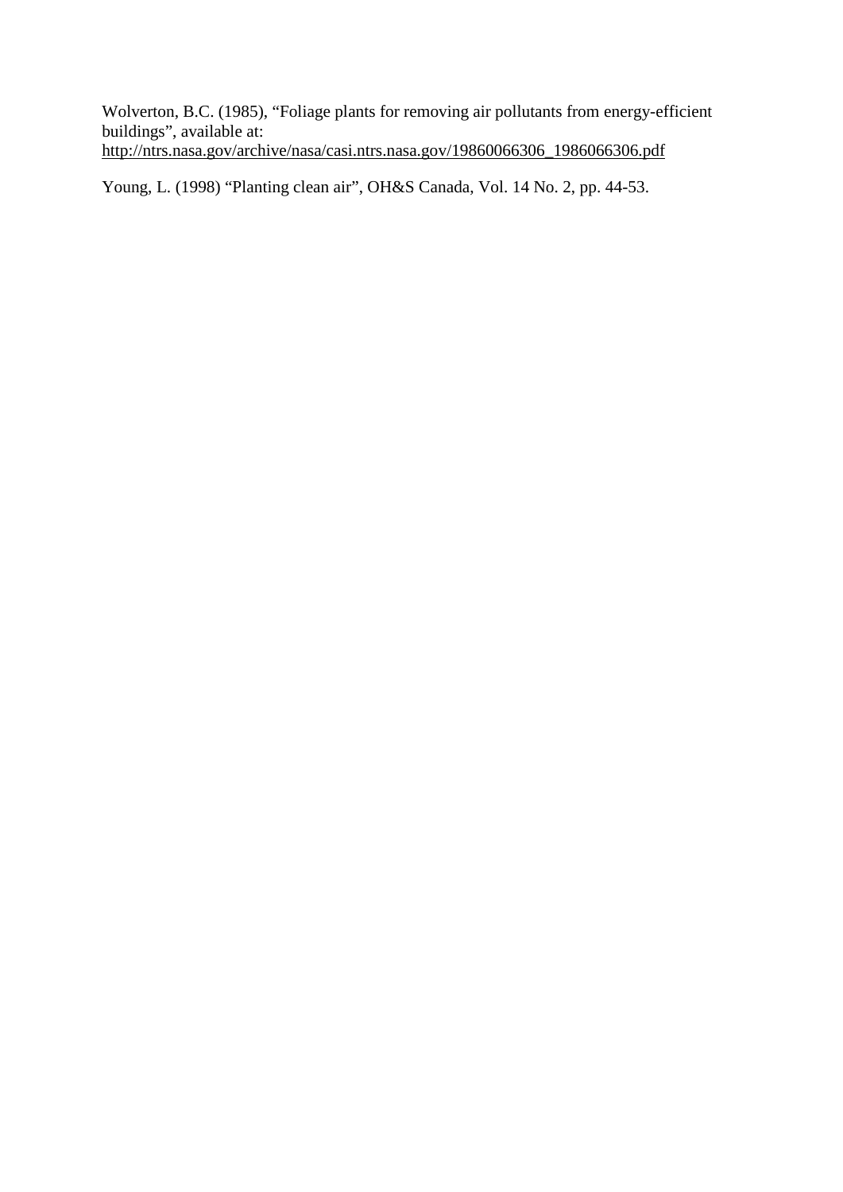Wolverton, B.C. (1985), “Foliage plants for removing air pollutants from energy-efficient buildings”, available at: http://ntrs.nasa.gov/archive/nasa/casi.ntrs.nasa.gov/19860066306_1986066306.pdf

Young, L. (1998) “Planting clean air”, OH&S Canada, Vol. 14 No. 2, pp. 44-53.